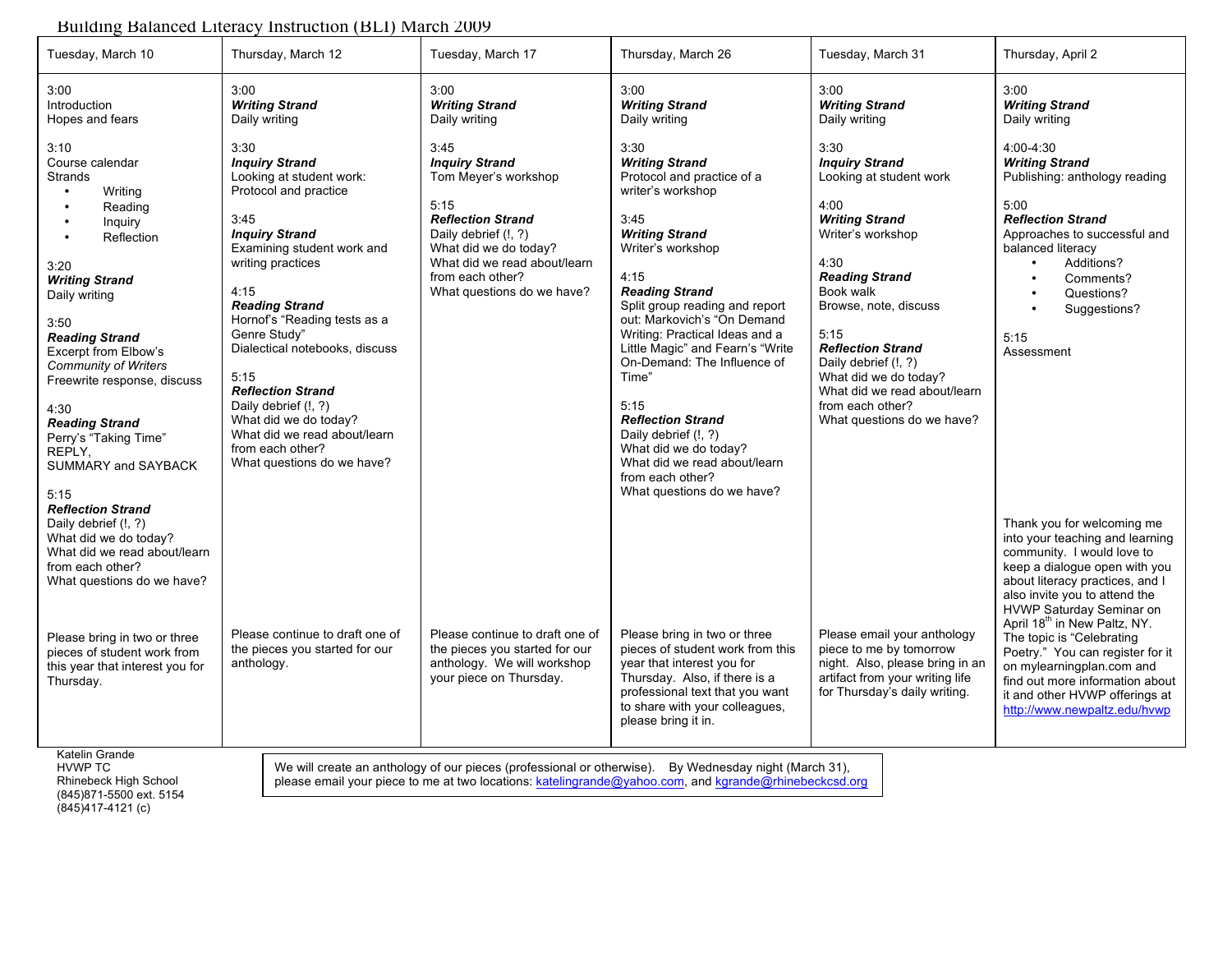# Building Balanced Literacy Instruction (BLI) March 2009

| Tuesday, March 10 | Thursday, March 12 | Tuesday, March 17 | Thursday, March 26 | Tuesday, March 31 | Thursday, April 2 |
|---|---|---|---|---|---|
| 3:00<br>Introduction<br>Hopes and fears<br><br>3:10<br>Course calendar<br>Strands<br>• Writing<br>• Reading<br>• Inquiry<br>• Reflection<br><br>3:20<br>***Writing Strand***<br>Daily writing<br><br>3:50<br>***Reading Strand***<br>Excerpt from Elbow's *Community of Writers*<br>Freewrite response, discuss<br><br>4:30<br>***Reading Strand***<br>Perry's "Taking Time"<br>REPLY,<br>SUMMARY and SAYBACK<br><br>5:15<br>***Reflection Strand***<br>Daily debrief (!, ?)<br>What did we do today?<br>What did we read about/learn from each other?<br>What questions do we have?<br><br>Please bring in two or three pieces of student work from this year that interest you for Thursday. | 3:00<br>***Writing Strand***<br>Daily writing<br><br>3:30<br>***Inquiry Strand***<br>Looking at student work: Protocol and practice<br><br>3:45<br>***Inquiry Strand***<br>Examining student work and writing practices<br><br>4:15<br>***Reading Strand***<br>Hornof's "Reading tests as a Genre Study"<br>Dialectical notebooks, discuss<br><br>5:15<br>***Reflection Strand***<br>Daily debrief (!, ?)<br>What did we do today?<br>What did we read about/learn from each other?<br>What questions do we have?<br><br>Please continue to draft one of the pieces you started for our anthology. | 3:00<br>***Writing Strand***<br>Daily writing<br><br>3:45<br>***Inquiry Strand***<br>Tom Meyer's workshop<br><br>5:15<br>***Reflection Strand***<br>Daily debrief (!, ?)<br>What did we do today?<br>What did we read about/learn from each other?<br>What questions do we have?<br><br>Please continue to draft one of the pieces you started for our anthology. We will workshop your piece on Thursday. | 3:00<br>***Writing Strand***<br>Daily writing<br><br>3:30<br>***Writing Strand***<br>Protocol and practice of a writer's workshop<br><br>3:45<br>***Writing Strand***<br>Writer's workshop<br><br>4:15<br>***Reading Strand***<br>Split group reading and report out: Markovich's "On Demand Writing: Practical Ideas and a Little Magic" and Fearn's "Write On-Demand: The Influence of Time"<br><br>5:15<br>***Reflection Strand***<br>Daily debrief (!, ?)<br>What did we do today?<br>What did we read about/learn from each other?<br>What questions do we have?<br><br>Please bring in two or three pieces of student work from this year that interest you for Thursday. Also, if there is a professional text that you want to share with your colleagues, please bring it in. | 3:00<br>***Writing Strand***<br>Daily writing<br><br>3:30<br>***Inquiry Strand***<br>Looking at student work<br><br>4:00<br>***Writing Strand***<br>Writer's workshop<br><br>4:30<br>***Reading Strand***<br>Book walk<br>Browse, note, discuss<br><br>5:15<br>***Reflection Strand***<br>Daily debrief (!, ?)<br>What did we do today?<br>What did we read about/learn from each other?<br>What questions do we have?<br><br>Please email your anthology piece to me by tomorrow night. Also, please bring in an artifact from your writing life for Thursday's daily writing. | 3:00<br>***Writing Strand***<br>Daily writing<br><br>4:00-4:30<br>***Writing Strand***<br>Publishing: anthology reading<br><br>5:00<br>***Reflection Strand***<br>Approaches to successful and balanced literacy<br>• Additions?<br>• Comments?<br>• Questions?<br>• Suggestions?<br><br>5:15<br>Assessment<br><br>Thank you for welcoming me into your teaching and learning community. I would love to keep a dialogue open with you about literacy practices, and I also invite you to attend the HVWP Saturday Seminar on April 18th in New Paltz, NY. The topic is "Celebrating Poetry." You can register for it on mylearningplan.com and find out more information about it and other HVWP offerings at http://www.newpaltz.edu/hvwp |

Katelin Grande
HVWP TC
Rhinebeck High School
(845)871-5500 ext. 5154
(845)417-4121 (c)

We will create an anthology of our pieces (professional or otherwise). By Wednesday night (March 31), please email your piece to me at two locations: katelingrande@yahoo.com, and kgrande@rhinebeckcsd.org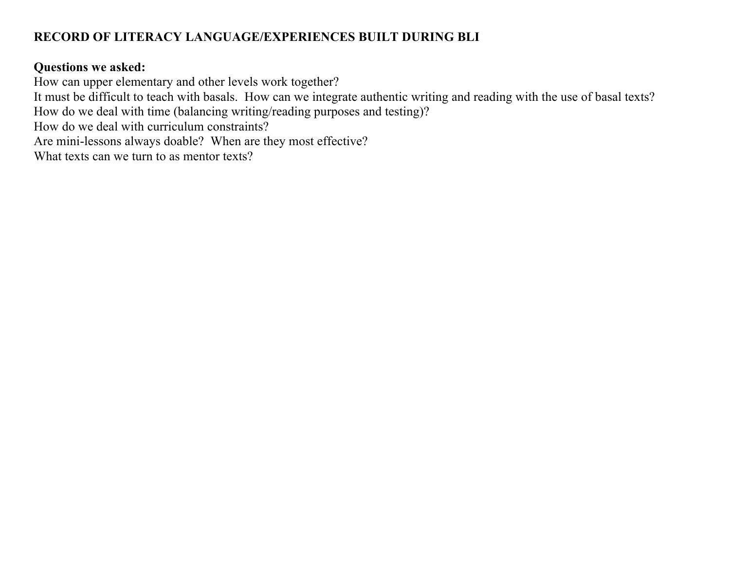**RECORD OF LITERACY LANGUAGE/EXPERIENCES BUILT DURING BLI**

**Questions we asked:**

How can upper elementary and other levels work together?
It must be difficult to teach with basals. How can we integrate authentic writing and reading with the use of basal texts?
How do we deal with time (balancing writing/reading purposes and testing)?
How do we deal with curriculum constraints?
Are mini-lessons always doable? When are they most effective?
What texts can we turn to as mentor texts?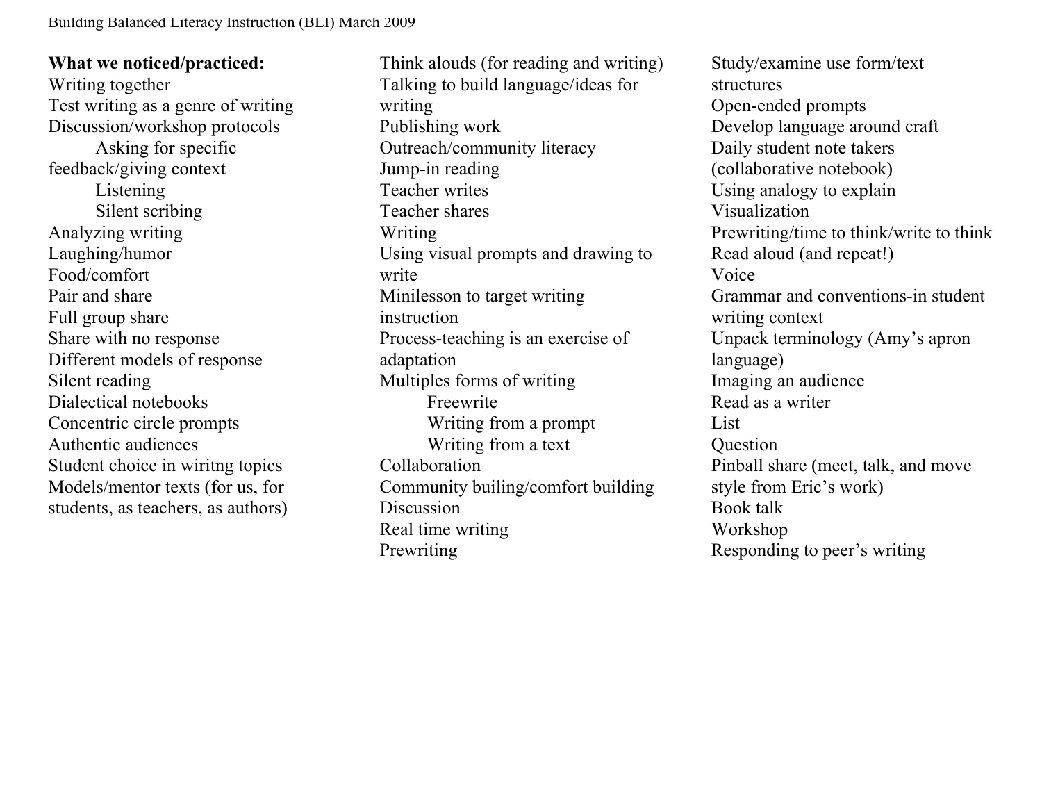**What we noticed/practiced:**

Writing together
Test writing as a genre of writing
Discussion/workshop protocols
- Asking for specific feedback/giving context
- Listening
- Silent scribing

Analyzing writing
Laughing/humor
Food/comfort
Pair and share
Full group share
Share with no response
Different models of response
Silent reading
Dialectical notebooks
Concentric circle prompts
Authentic audiences
Student choice in wiritng topics
Models/mentor texts (for us, for students, as teachers, as authors)
Think alouds (for reading and writing)
Talking to build language/ideas for writing
Publishing work
Outreach/community literacy
Jump-in reading
Teacher writes
Teacher shares
Writing
Using visual prompts and drawing to write
Minilesson to target writing instruction
Process-teaching is an exercise of adaptation
Multiples forms of writing
- Freewrite
- Writing from a prompt
- Writing from a text

Collaboration
Community builing/comfort building
Discussion
Real time writing
Prewriting
Study/examine use form/text structures
Open-ended prompts
Develop language around craft
Daily student note takers (collaborative notebook)
Using analogy to explain
Visualization
Prewriting/time to think/write to think
Read aloud (and repeat!)
Voice
Grammar and conventions-in student writing context
Unpack terminology (Amy's apron language)
Imaging an audience
Read as a writer
List
Question
Pinball share (meet, talk, and move style from Eric's work)
Book talk
Workshop
Responding to peer's writing